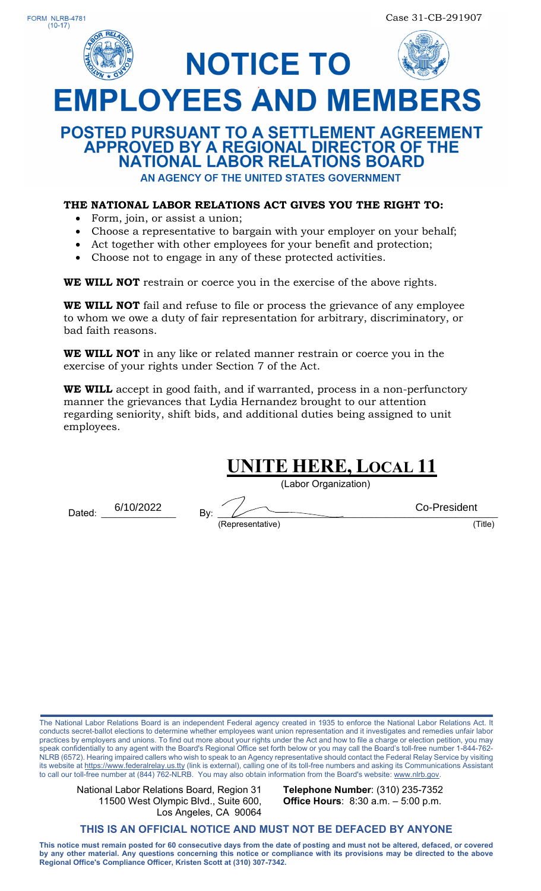FORM NLRB-4781
(10-17)

Case 31-CB-291907

# NOTICE TO EMPLOYEES AND MEMBERS

## POSTED PURSUANT TO A SETTLEMENT AGREEMENT APPROVED BY A REGIONAL DIRECTOR OF THE NATIONAL LABOR RELATIONS BOARD

**AN AGENCY OF THE UNITED STATES GOVERNMENT**

**THE NATIONAL LABOR RELATIONS ACT GIVES YOU THE RIGHT TO:**

- Form, join, or assist a union;
- Choose a representative to bargain with your employer on your behalf;
- Act together with other employees for your benefit and protection;
- Choose not to engage in any of these protected activities.

**WE WILL NOT** restrain or coerce you in the exercise of the above rights.

**WE WILL NOT** fail and refuse to file or process the grievance of any employee to whom we owe a duty of fair representation for arbitrary, discriminatory, or bad faith reasons.

**WE WILL NOT** in any like or related manner restrain or coerce you in the exercise of your rights under Section 7 of the Act.

**WE WILL** accept in good faith, and if warranted, process in a non-perfunctory manner the grievances that Lydia Hernandez brought to our attention regarding seniority, shift bids, and additional duties being assigned to unit employees.

**UNITE HERE, LOCAL 11**
(Labor Organization)

Dated: 6/10/2022 By: [signature] (Representative) Co-President (Title)

The National Labor Relations Board is an independent Federal agency created in 1935 to enforce the National Labor Relations Act. It conducts secret-ballot elections to determine whether employees want union representation and it investigates and remedies unfair labor practices by employers and unions. To find out more about your rights under the Act and how to file a charge or election petition, you may speak confidentially to any agent with the Board's Regional Office set forth below or you may call the Board's toll-free number 1-844-762-NLRB (6572). Hearing impaired callers who wish to speak to an Agency representative should contact the Federal Relay Service by visiting its website at https://www.federalrelay.us.tty (link is external), calling one of its toll-free numbers and asking its Communications Assistant to call our toll-free number at (844) 762-NLRB. You may also obtain information from the Board's website: www.nlrb.gov.

National Labor Relations Board, Region 31
11500 West Olympic Blvd., Suite 600,
Los Angeles, CA 90064

**Telephone Number**: (310) 235-7352
**Office Hours**: 8:30 a.m. – 5:00 p.m.

**THIS IS AN OFFICIAL NOTICE AND MUST NOT BE DEFACED BY ANYONE**

**This notice must remain posted for 60 consecutive days from the date of posting and must not be altered, defaced, or covered by any other material. Any questions concerning this notice or compliance with its provisions may be directed to the above Regional Office's Compliance Officer, Kristen Scott at (310) 307-7342.**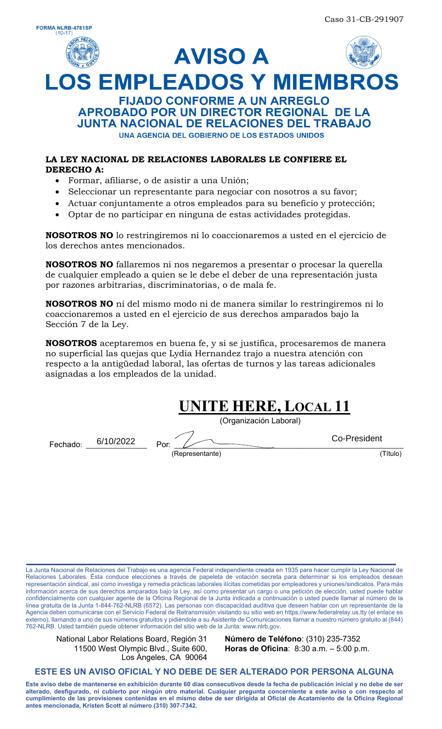Caso 31-CB-291907

FORMA NLRB-4781SP
(10-17)

# AVISO A LOS EMPLEADOS Y MIEMBROS

## FIJADO CONFORME A UN ARREGLO APROBADO POR UN DIRECTOR REGIONAL DE LA JUNTA NACIONAL DE RELACIONES DEL TRABAJO

UNA AGENCIA DEL GOBIERNO DE LOS ESTADOS UNIDOS

**LA LEY NACIONAL DE RELACIONES LABORALES LE CONFIERE EL DERECHO A:**

- Formar, afiliarse, o de asistir a una Unión;
- Seleccionar un representante para negociar con nosotros a su favor;
- Actuar conjuntamente a otros empleados para su beneficio y protección;
- Optar de no participar en ninguna de estas actividades protegidas.

**NOSOTROS NO** lo restringiremos ni lo coaccionaremos a usted en el ejercicio de los derechos antes mencionados.

**NOSOTROS NO** fallaremos ni nos negaremos a presentar o procesar la querella de cualquier empleado a quien se le debe el deber de una representación justa por razones arbitrarias, discriminatorias, o de mala fe.

**NOSOTROS NO** ni del mismo modo ni de manera similar lo restringiremos ni lo coaccionaremos a usted en el ejercicio de sus derechos amparados bajo la Sección 7 de la Ley.

**NOSOTROS** aceptaremos en buena fe, y si se justifica, procesaremos de manera no superficial las quejas que Lydia Hernandez trajo a nuestra atención con respecto a la antigüedad laboral, las ofertas de turnos y las tareas adicionales asignadas a los empleados de la unidad.

**UNITE HERE, LOCAL 11**
(Organización Laboral)

Fechado: 6/10/2022 Por: [firma] (Representante) Co-President (Título)

La Junta Nacional de Relaciones del Trabajo es una agencia Federal independiente creada en 1935 para hacer cumplir la Ley Nacional de Relaciones Laborales. Ésta conduce elecciones a través de papeleta de votación secreta para determinar si los empleados desean representación sindical, así como investiga y remedia prácticas laborales ilícitas cometidas por empleadores y uniones/sindicatos. Para más información acerca de sus derechos amparados bajo la Ley, así como presentar un cargo o una petición de elección, usted puede hablar confidencialmente con cualquier agente de la Oficina Regional de la Junta indicada a continuación o usted puede llamar al número de la línea gratuita de la Junta 1-844-762-NLRB (6572). Las personas con discapacidad auditiva que deseen hablar con un representante de la Agencia deben comunicarse con el Servicio Federal de Retransmisión visitando su sitio web en https://www.federalrelay.us.tty (el enlace es externo), llamando a uno de sus números gratuitos y pidiéndole a su Asistente de Comunicaciones llamar a nuestro número gratuito al (844) 762-NLRB. Usted también puede obtener información del sitio web de la Junta: www.nlrb.gov.

National Labor Relations Board, Región 31
11500 West Olympic Blvd., Suite 600,
Los Ángeles, CA 90064

**Número de Teléfono**: (310) 235-7352
**Horas de Oficina**: 8:30 a.m. – 5:00 p.m.

**ESTE ES UN AVISO OFICIAL Y NO DEBE DE SER ALTERADO POR PERSONA ALGUNA**

**Este aviso debe de mantenerse en exhibición durante 60 días consecutivos desde la fecha de publicación inicial y no debe de ser alterado, desfigurado, ni cubierto por ningún otro material. Cualquier pregunta concerniente a este aviso o con respecto al cumplimiento de las provisiones contenidas en el mismo debe de ser dirigida al Oficial de Acatamiento de la Oficina Regional antes mencionada, Kristen Scott al número (310) 307-7342.**